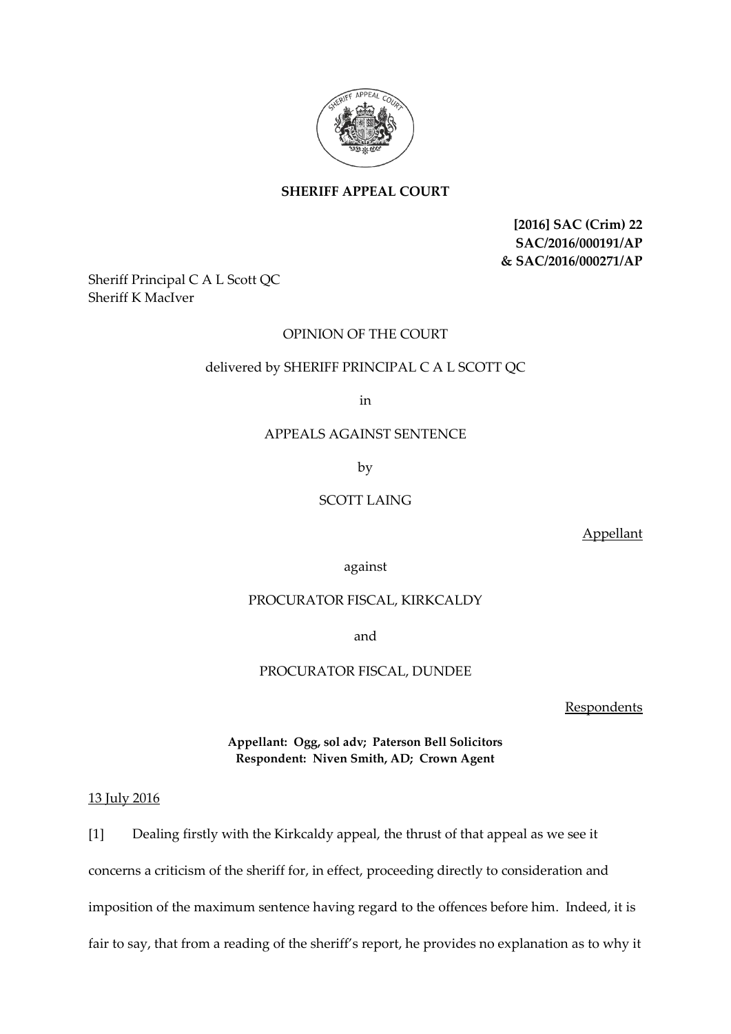**SHERIFF APPEAL COURT**

**[2016] SAC (Crim) 22**
**SAC/2016/000191/AP**
**& SAC/2016/000271/AP**

Sheriff Principal C A L Scott QC
Sheriff K MacIver

OPINION OF THE COURT

delivered by SHERIFF PRINCIPAL C A L SCOTT QC

in

APPEALS AGAINST SENTENCE

by

SCOTT LAING

Appellant

against

PROCURATOR FISCAL, KIRKCALDY

and

PROCURATOR FISCAL, DUNDEE

Respondents

**Appellant: Ogg, sol adv; Paterson Bell Solicitors**
**Respondent: Niven Smith, AD; Crown Agent**

13 July 2016

[1] Dealing firstly with the Kirkcaldy appeal, the thrust of that appeal as we see it concerns a criticism of the sheriff for, in effect, proceeding directly to consideration and imposition of the maximum sentence having regard to the offences before him. Indeed, it is fair to say, that from a reading of the sheriff's report, he provides no explanation as to why it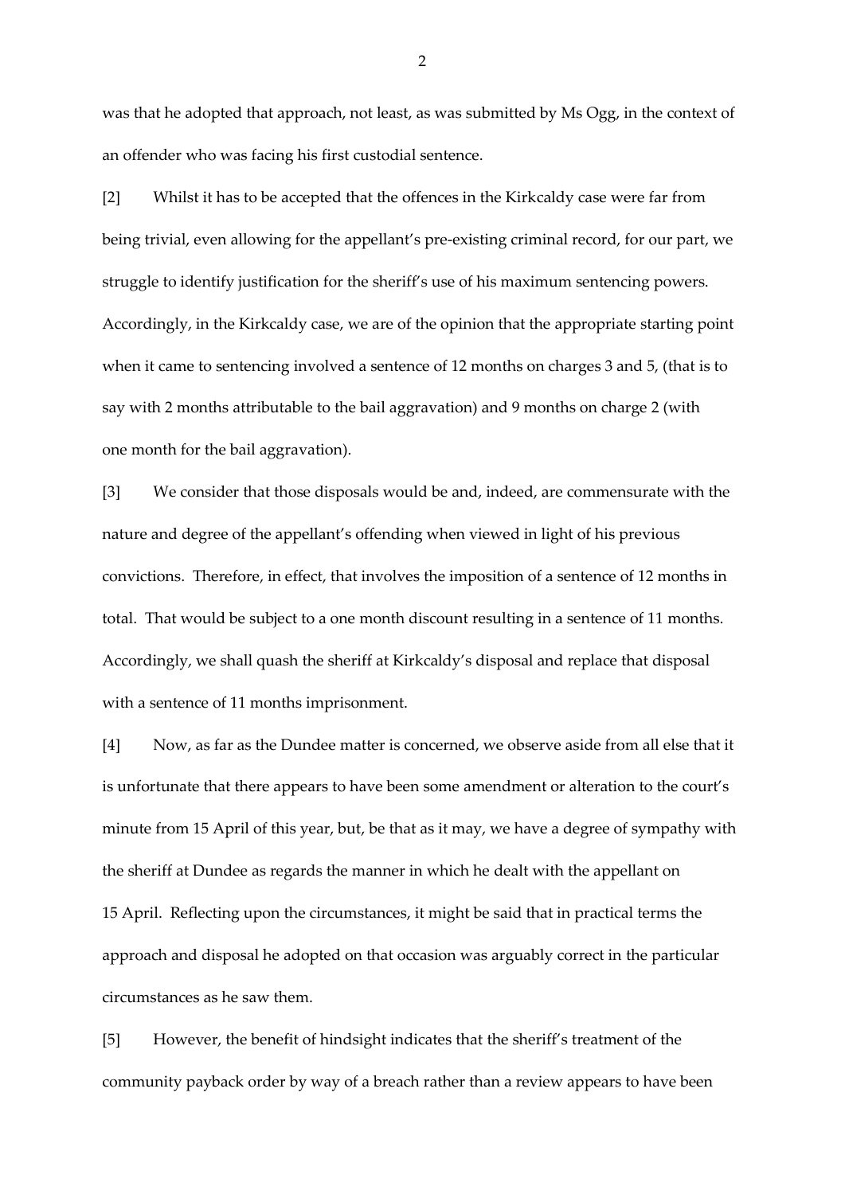was that he adopted that approach, not least, as was submitted by Ms Ogg, in the context of an offender who was facing his first custodial sentence.

[2] Whilst it has to be accepted that the offences in the Kirkcaldy case were far from being trivial, even allowing for the appellant's pre-existing criminal record, for our part, we struggle to identify justification for the sheriff's use of his maximum sentencing powers. Accordingly, in the Kirkcaldy case, we are of the opinion that the appropriate starting point when it came to sentencing involved a sentence of 12 months on charges 3 and 5, (that is to say with 2 months attributable to the bail aggravation) and 9 months on charge 2 (with one month for the bail aggravation).

[3] We consider that those disposals would be and, indeed, are commensurate with the nature and degree of the appellant's offending when viewed in light of his previous convictions. Therefore, in effect, that involves the imposition of a sentence of 12 months in total. That would be subject to a one month discount resulting in a sentence of 11 months. Accordingly, we shall quash the sheriff at Kirkcaldy's disposal and replace that disposal with a sentence of 11 months imprisonment.

[4] Now, as far as the Dundee matter is concerned, we observe aside from all else that it is unfortunate that there appears to have been some amendment or alteration to the court's minute from 15 April of this year, but, be that as it may, we have a degree of sympathy with the sheriff at Dundee as regards the manner in which he dealt with the appellant on 15 April. Reflecting upon the circumstances, it might be said that in practical terms the approach and disposal he adopted on that occasion was arguably correct in the particular circumstances as he saw them.

[5] However, the benefit of hindsight indicates that the sheriff's treatment of the community payback order by way of a breach rather than a review appears to have been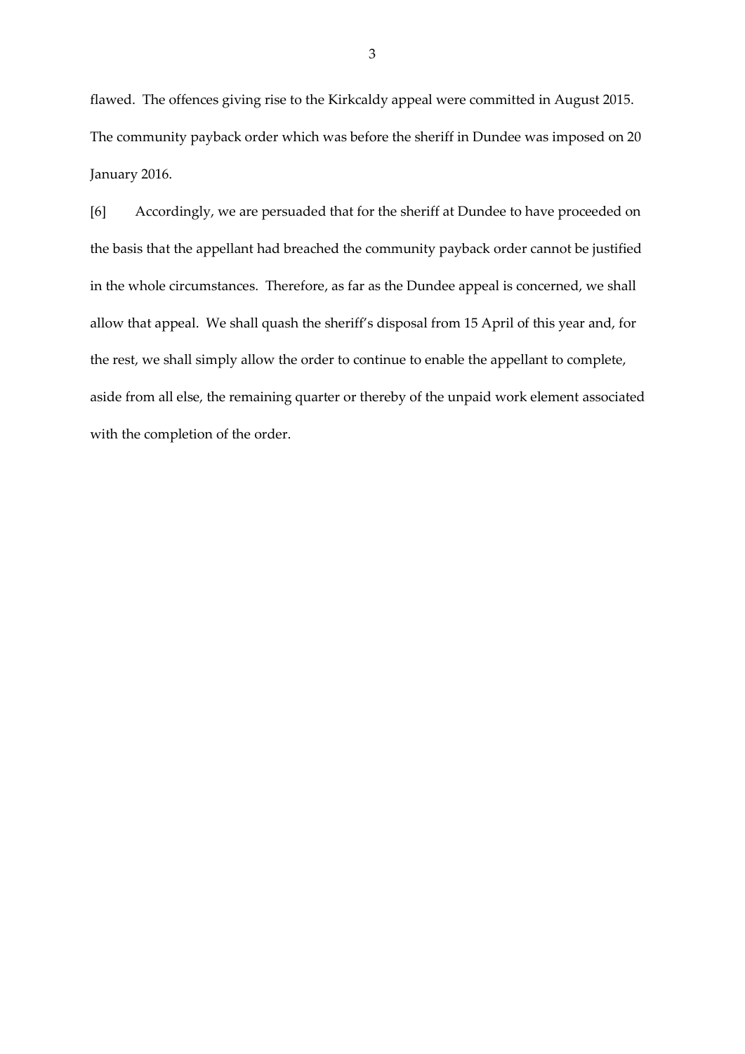flawed. The offences giving rise to the Kirkcaldy appeal were committed in August 2015. The community payback order which was before the sheriff in Dundee was imposed on 20 January 2016.

[6] Accordingly, we are persuaded that for the sheriff at Dundee to have proceeded on the basis that the appellant had breached the community payback order cannot be justified in the whole circumstances. Therefore, as far as the Dundee appeal is concerned, we shall allow that appeal. We shall quash the sheriff's disposal from 15 April of this year and, for the rest, we shall simply allow the order to continue to enable the appellant to complete, aside from all else, the remaining quarter or thereby of the unpaid work element associated with the completion of the order.